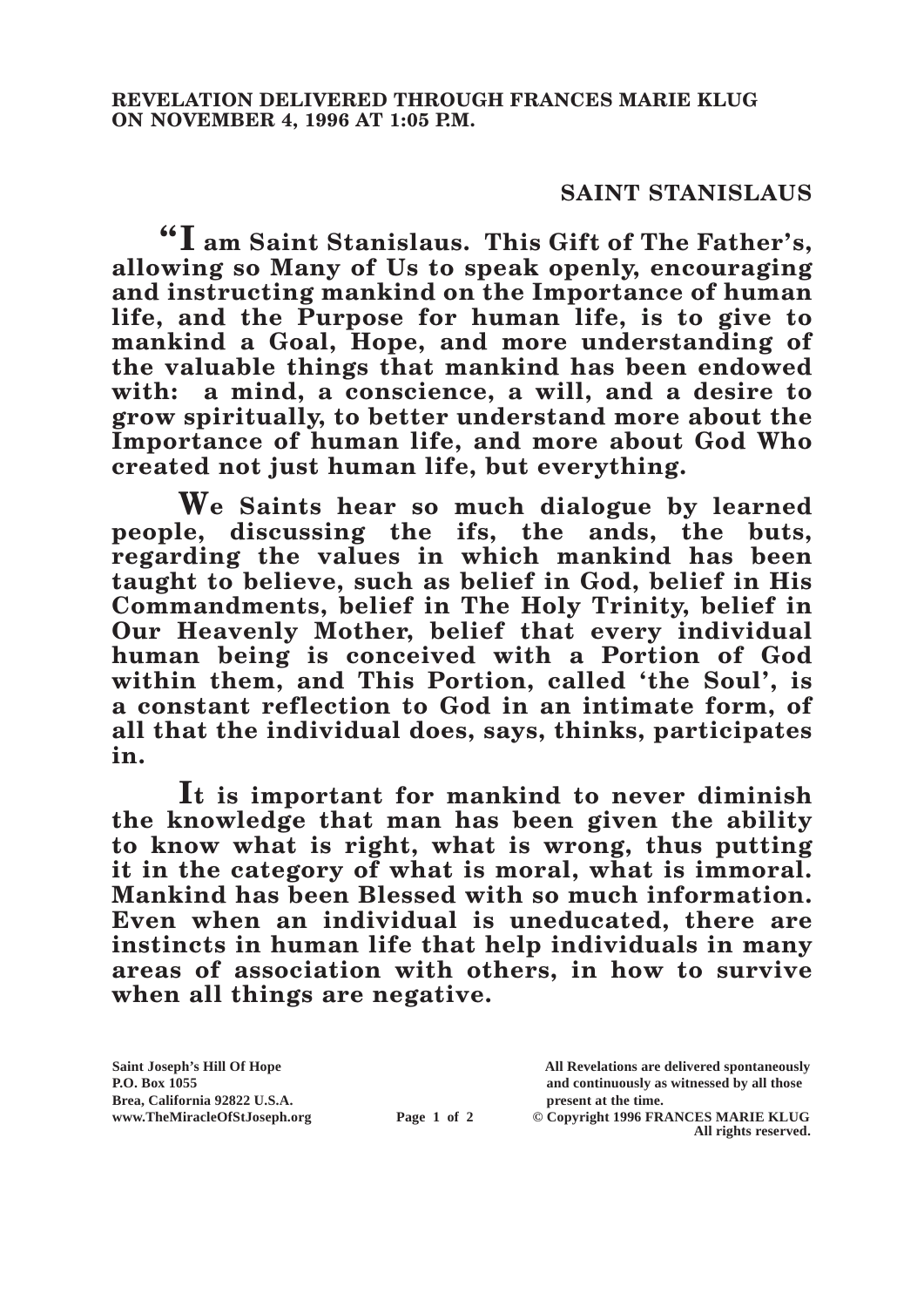**REVELATION DELIVERED THROUGH FRANCES MARIE KLUG ON NOVEMBER 4, 1996 AT 1:05 P.M.**

## SAINT STANISLAUS

**"I am Saint Stanislaus. This Gift of The Father's, allowing so Many of Us to speak openly, encouraging and instructing mankind on the Importance of human life, and the Purpose for human life, is to give to mankind a Goal, Hope, and more understanding of the valuable things that mankind has been endowed with: a mind, a conscience, a will, and a desire to grow spiritually, to better understand more about the Importance of human life, and more about God Who created not just human life, but everything.**

**We Saints hear so much dialogue by learned people, discussing the ifs, the ands, the buts, regarding the values in which mankind has been taught to believe, such as belief in God, belief in His Commandments, belief in The Holy Trinity, belief in Our Heavenly Mother, belief that every individual human being is conceived with a Portion of God within them, and This Portion, called 'the Soul', is a constant reflection to God in an intimate form, of all that the individual does, says, thinks, participates in.**

**It is important for mankind to never diminish the knowledge that man has been given the ability to know what is right, what is wrong, thus putting it in the category of what is moral, what is immoral. Mankind has been Blessed with so much information. Even when an individual is uneducated, there are instincts in human life that help individuals in many areas of association with others, in how to survive when all things are negative.**

Saint Joseph's Hill Of Hope
P.O. Box 1055
Brea, California 92822 U.S.A.
www.TheMiracleOfStJoseph.org

All Revelations are delivered spontaneously and continuously as witnessed by all those present at the time.
© Copyright 1996 FRANCES MARIE KLUG
All rights reserved.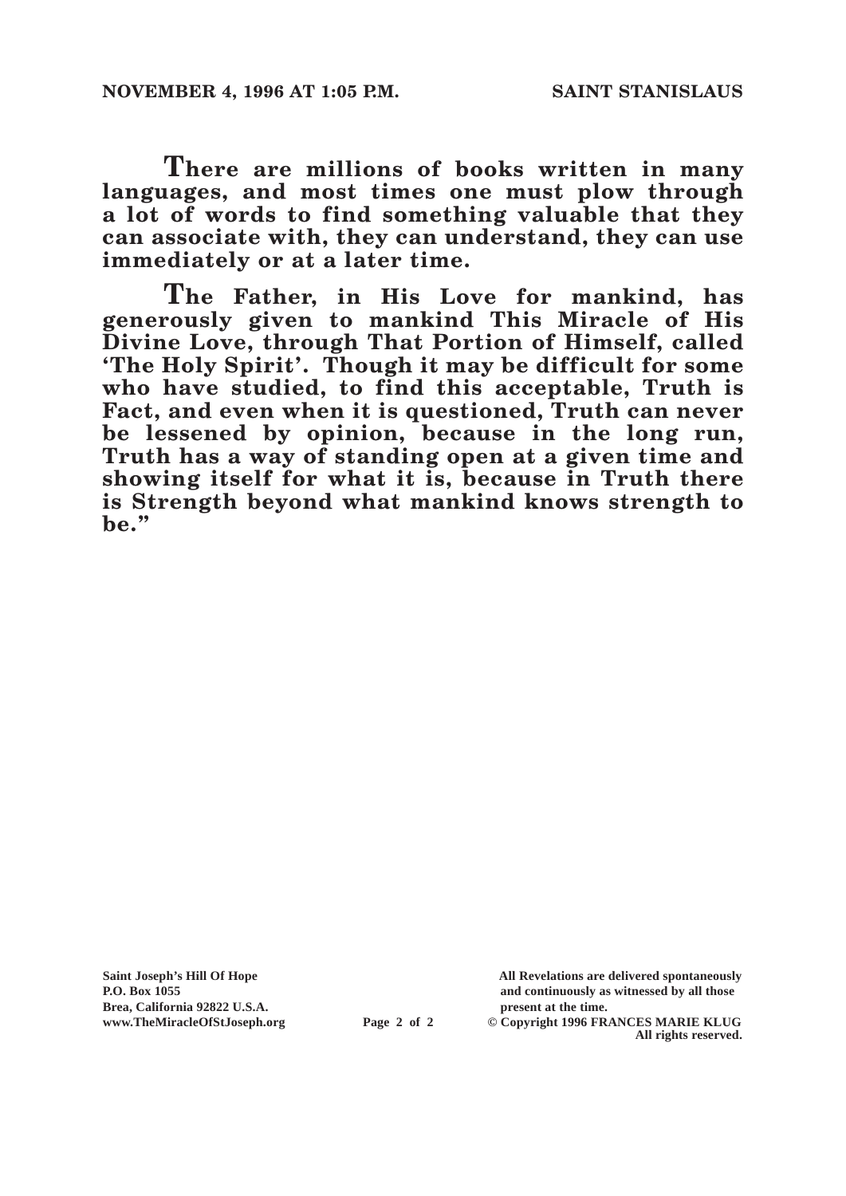**There are millions of books written in many languages, and most times one must plow through a lot of words to find something valuable that they can associate with, they can understand, they can use immediately or at a later time.**

**The Father, in His Love for mankind, has generously given to mankind This Miracle of His Divine Love, through That Portion of Himself, called 'The Holy Spirit'. Though it may be difficult for some who have studied, to find this acceptable, Truth is Fact, and even when it is questioned, Truth can never be lessened by opinion, because in the long run, Truth has a way of standing open at a given time and showing itself for what it is, because in Truth there is Strength beyond what mankind knows strength to be."**